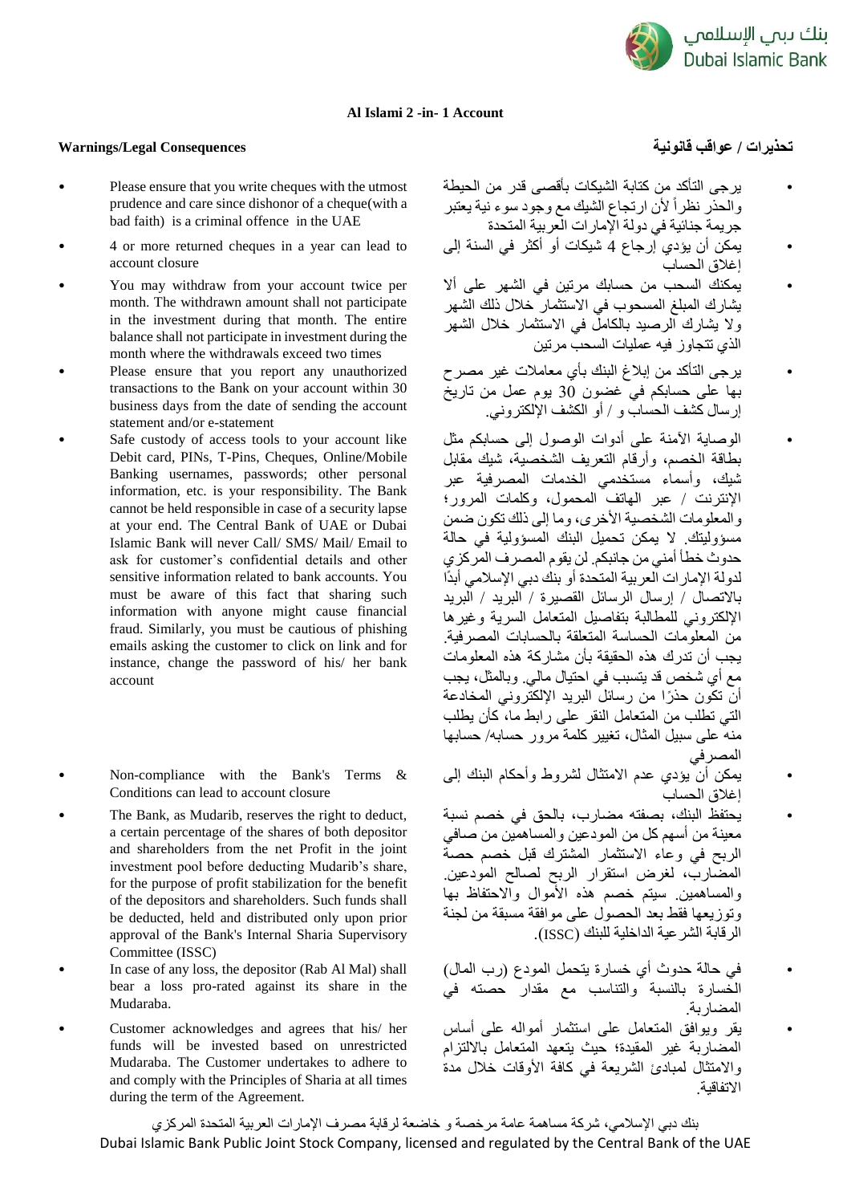## Al Islami 2 -in- 1 Account

### Warnings/Legal Consequences

- Please ensure that you write cheques with the utmost prudence and care since dishonor of a cheque(with a bad faith) is a criminal offence in the UAE
- 4 or more returned cheques in a year can lead to account closure
- You may withdraw from your account twice per month. The withdrawn amount shall not participate in the investment during that month. The entire balance shall not participate in investment during the month where the withdrawals exceed two times
- Please ensure that you report any unauthorized transactions to the Bank on your account within 30 business days from the date of sending the account statement and/or e-statement
- Safe custody of access tools to your account like Debit card, PINs, T-Pins, Cheques, Online/Mobile Banking usernames, passwords; other personal financial information, etc. is your responsibility. The Bank cannot be held responsible in case of a security lapse at your end. The Central Bank of UAE or Dubai Islamic Bank will never Call/ SMS/ Mail/ Email to ask for customer's confidential details and other sensitive information related to bank accounts. You must be aware of this fact that sharing such information with anyone might cause financial fraud. Similarly, you must be cautious of phishing emails asking the customer to click on link and for instance, change the password of his/ her bank account
- Non-compliance with the Bank's Terms & Conditions can lead to account closure
- The Bank, as Mudarib, reserves the right to deduct, a certain percentage of the shares of both depositor and shareholders from the net Profit in the joint investment pool before deducting Mudarib's share, for the purpose of profit stabilization for the benefit of the depositors and shareholders. Such funds shall be deducted, held and distributed only upon prior approval of the Bank's Internal Sharia Supervisory Committee (ISSC)
- In case of any loss, the depositor (Rab Al Mal) shall bear a loss pro-rated against its share in the Mudaraba.
- Customer acknowledges and agrees that his/ her funds will be invested based on unrestricted Mudaraba. The Customer undertakes to adhere to and comply with the Principles of Sharia at all times during the term of the Agreement.

### تحذيرات / عواقب قانونية

- يرجى التأكد من كتابة الشيكات بأقصى قدر من الحيطة والحذر نظراً لأن ارتجاع الشيك مع وجود سوء نية يعتبر جريمة جنائية في دولة الإمارات العربية المتحدة
- يمكن أن يؤدي إرجاع 4 شيكات أو أكثر في السنة إلى إغلاق الحساب
- يمكنك السحب من حسابك مرتين في الشهر على ألا يشارك المبلغ المسحوب في الاستثمار خلال ذلك الشهر ولا يشارك الرصيد بالكامل في الاستثمار خلال الشهر الذي تتجاوز فيه عمليات السحب مرتين
- يرجى التأكد من إبلاغ البنك بأي معاملات غير مصرح بها على حسابكم في غضون 30 يوم عمل من تاريخ إرسال كشف الحساب و / أو الكشف الإلكتروني.
- الوصاية الآمنة على أدوات الوصول إلى حسابكم مثل بطاقة الخصم، وأرقام التعريف الشخصية، شيك مقابل شيك، وأسماء مستخدمي الخدمات المصرفية عبر الإنترنت / عبر الهاتف المحمول، وكلمات المرور؛ والمعلومات الشخصية الأخرى، وما إلى ذلك تكون ضمن مسؤوليتك. لا يمكن تحميل البنك المسؤولية في حالة حدوث خطأ أمني من جانبكم. لن يقوم المصرف المركزي لدولة الإمارات العربية المتحدة أو بنك دبي الإسلامي أبدًا بالاتصال / إرسال الرسائل القصيرة / البريد / البريد الإلكتروني للمطالبة بتفاصيل المتعامل السرية وغيرها من المعلومات الحساسة المتعلقة بالحسابات المصرفية. يجب أن تدرك هذه الحقيقة بأن مشاركة هذه المعلومات مع أي شخص قد يتسبب في احتيال مالي. وبالمثل، يجب أن تكون حذرًا من رسائل البريد الإلكتروني المخادعة التي تطلب من المتعامل النقر على رابط ما، كأن يطلب منه على سبيل المثال، تغيير كلمة مرور حسابه/ حسابها المصرفي
- يمكن أن يؤدي عدم الامتثال لشروط وأحكام البنك إلى إغلاق الحساب
- يحتفظ البنك، بصفته مضارب، بالحق في خصم نسبة معينة من أسهم كل من المودعين والمساهمين من صافي الربح في وعاء الاستثمار المشترك قبل خصم حصة المضارب، لغرض استقرار الربح لصالح المودعين. والمساهمين. سيتم خصم هذه الأموال والاحتفاظ بها وتوزيعها فقط بعد الحصول على موافقة مسبقة من لجنة الرقابة الشرعية الداخلية للبنك (ISSC).
- في حالة حدوث أي خسارة يتحمل المودع (رب المال) الخسارة بالنسبة والتناسب مع مقدار حصته في المضاربة.
- يقر ويوافق المتعامل على استثمار أمواله على أساس المضاربة غير المقيدة؛ حيث يتعهد المتعامل بالالتزام والامتثال لمبادئ الشريعة في كافة الأوقات خلال مدة الاتفاقية.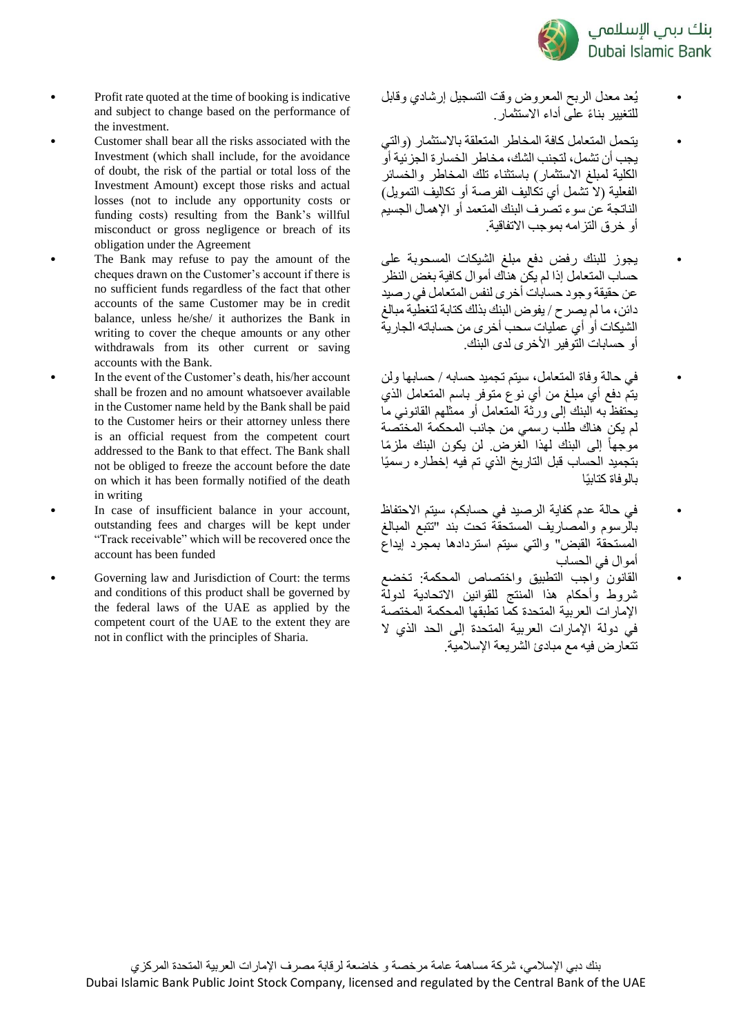- Profit rate quoted at the time of booking is indicative and subject to change based on the performance of the investment.
- Customer shall bear all the risks associated with the Investment (which shall include, for the avoidance of doubt, the risk of the partial or total loss of the Investment Amount) except those risks and actual losses (not to include any opportunity costs or funding costs) resulting from the Bank's willful misconduct or gross negligence or breach of its obligation under the Agreement
- The Bank may refuse to pay the amount of the cheques drawn on the Customer's account if there is no sufficient funds regardless of the fact that other accounts of the same Customer may be in credit balance, unless he/she/ it authorizes the Bank in writing to cover the cheque amounts or any other withdrawals from its other current or saving accounts with the Bank.
- In the event of the Customer's death, his/her account shall be frozen and no amount whatsoever available in the Customer name held by the Bank shall be paid to the Customer heirs or their attorney unless there is an official request from the competent court addressed to the Bank to that effect. The Bank shall not be obliged to freeze the account before the date on which it has been formally notified of the death in writing
- In case of insufficient balance in your account, outstanding fees and charges will be kept under "Track receivable" which will be recovered once the account has been funded
- Governing law and Jurisdiction of Court: the terms and conditions of this product shall be governed by the federal laws of the UAE as applied by the competent court of the UAE to the extent they are not in conflict with the principles of Sharia.

- يُعد معدل الربح المعروض وقت التسجيل إرشادي وقابل للتغيير بناءً على أداء الاستثمار.
- يتحمل المتعامل كافة المخاطر المتعلقة بالاستثمار (والتي يجب أن تشمل، لتجنب الشك، مخاطر الخسارة الجزئية أو الكلية لمبلغ الاستثمار) باستثناء تلك المخاطر والخسائر الفعلية (لا تشمل أي تكاليف الفرصة أو تكاليف التمويل) الناتجة عن سوء تصرف البنك المتعمد أو الإهمال الجسيم أو خرق التزامه بموجب الاتفاقية.
- يجوز للبنك رفض دفع مبلغ الشيكات المسحوبة على حساب المتعامل إذا لم يكن هناك أموال كافية بغض النظر عن حقيقة وجود حسابات أخرى لنفس المتعامل في رصيد دائن، ما لم يصرح / يفوض البنك بذلك كتابة لتغطية مبالغ الشيكات أو أي عمليات سحب أخرى من حساباته الجارية أو حسابات التوفير الأخرى لدى البنك.
- في حالة وفاة المتعامل، سيتم تجميد حسابه / حسابها ولن يتم دفع أي مبلغ من أي نوع متوفر باسم المتعامل الذي يحتفظ به البنك إلى ورثة المتعامل أو ممثلهم القانوني ما لم يكن هناك طلب رسمي من جانب المحكمة المختصة موجهاً إلى البنك لهذا الغرض. لن يكون البنك ملزمًا بتجميد الحساب قبل التاريخ الذي تم فيه إخطاره رسميًا بالوفاة كتابيًا
- في حالة عدم كفاية الرصيد في حسابكم، سيتم الاحتفاظ بالرسوم والمصاريف المستحقة تحت بند "تتبع المبالغ المستحقة القبض" والتي سيتم استردادها بمجرد إيداع أموال في الحساب
- القانون واجب التطبيق واختصاص المحكمة: تخضع شروط وأحكام هذا المنتج للقوانين الاتحادية لدولة الإمارات العربية المتحدة كما تطبقها المحكمة المختصة في دولة الإمارات العربية المتحدة إلى الحد الذي لا تتعارض فيه مع مبادئ الشريعة الإسلامية.

بنك دبي الإسلامي، شركة مساهمة عامة مرخصة و خاضعة لرقابة مصرف الإمارات العربية المتحدة المركزي

Dubai Islamic Bank Public Joint Stock Company, licensed and regulated by the Central Bank of the UAE